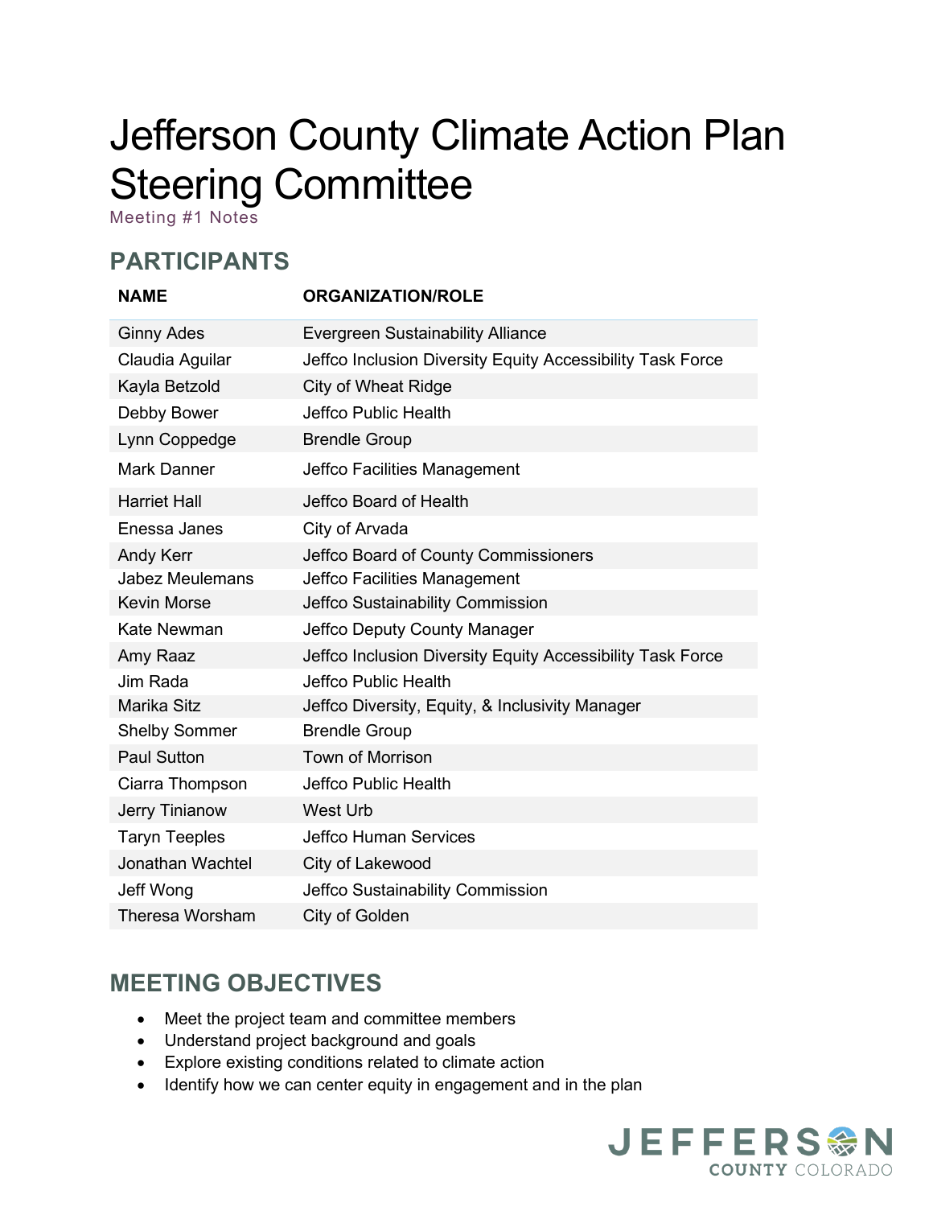# Jefferson County Climate Action Plan Steering Committee

Meeting #1 Notes

## PARTICIPANTS

| NAME | ORGANIZATION/ROLE |
| --- | --- |
| Ginny Ades | Evergreen Sustainability Alliance |
| Claudia Aguilar | Jeffco Inclusion Diversity Equity Accessibility Task Force |
| Kayla Betzold | City of Wheat Ridge |
| Debby Bower | Jeffco Public Health |
| Lynn Coppedge | Brendle Group |
| Mark Danner | Jeffco Facilities Management |
| Harriet Hall | Jeffco Board of Health |
| Enessa Janes | City of Arvada |
| Andy Kerr | Jeffco Board of County Commissioners |
| Jabez Meulemans | Jeffco Facilities Management |
| Kevin Morse | Jeffco Sustainability Commission |
| Kate Newman | Jeffco Deputy County Manager |
| Amy Raaz | Jeffco Inclusion Diversity Equity Accessibility Task Force |
| Jim Rada | Jeffco Public Health |
| Marika Sitz | Jeffco Diversity, Equity, & Inclusivity Manager |
| Shelby Sommer | Brendle Group |
| Paul Sutton | Town of Morrison |
| Ciarra Thompson | Jeffco Public Health |
| Jerry Tinianow | West Urb |
| Taryn Teeples | Jeffco Human Services |
| Jonathan Wachtel | City of Lakewood |
| Jeff Wong | Jeffco Sustainability Commission |
| Theresa Worsham | City of Golden |

## MEETING OBJECTIVES

- Meet the project team and committee members
- Understand project background and goals
- Explore existing conditions related to climate action
- Identify how we can center equity in engagement and in the plan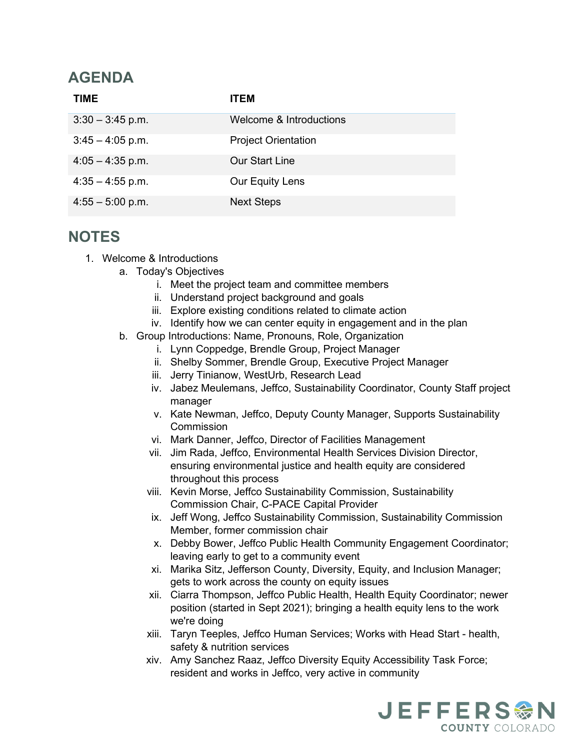## AGENDA

| TIME | ITEM |
| --- | --- |
| 3:30 – 3:45 p.m. | Welcome & Introductions |
| 3:45 – 4:05 p.m. | Project Orientation |
| 4:05 – 4:35 p.m. | Our Start Line |
| 4:35 – 4:55 p.m. | Our Equity Lens |
| 4:55 – 5:00 p.m. | Next Steps |

## NOTES

1. Welcome & Introductions
   a. Today's Objectives
      i. Meet the project team and committee members
      ii. Understand project background and goals
      iii. Explore existing conditions related to climate action
      iv. Identify how we can center equity in engagement and in the plan
   b. Group Introductions: Name, Pronouns, Role, Organization
      i. Lynn Coppedge, Brendle Group, Project Manager
      ii. Shelby Sommer, Brendle Group, Executive Project Manager
      iii. Jerry Tinianow, WestUrb, Research Lead
      iv. Jabez Meulemans, Jeffco, Sustainability Coordinator, County Staff project manager
      v. Kate Newman, Jeffco, Deputy County Manager, Supports Sustainability Commission
      vi. Mark Danner, Jeffco, Director of Facilities Management
      vii. Jim Rada, Jeffco, Environmental Health Services Division Director, ensuring environmental justice and health equity are considered throughout this process
      viii. Kevin Morse, Jeffco Sustainability Commission, Sustainability Commission Chair, C-PACE Capital Provider
      ix. Jeff Wong, Jeffco Sustainability Commission, Sustainability Commission Member, former commission chair
      x. Debby Bower, Jeffco Public Health Community Engagement Coordinator; leaving early to get to a community event
      xi. Marika Sitz, Jefferson County, Diversity, Equity, and Inclusion Manager; gets to work across the county on equity issues
      xii. Ciarra Thompson, Jeffco Public Health, Health Equity Coordinator; newer position (started in Sept 2021); bringing a health equity lens to the work we're doing
      xiii. Taryn Teeples, Jeffco Human Services; Works with Head Start - health, safety & nutrition services
      xiv. Amy Sanchez Raaz, Jeffco Diversity Equity Accessibility Task Force; resident and works in Jeffco, very active in community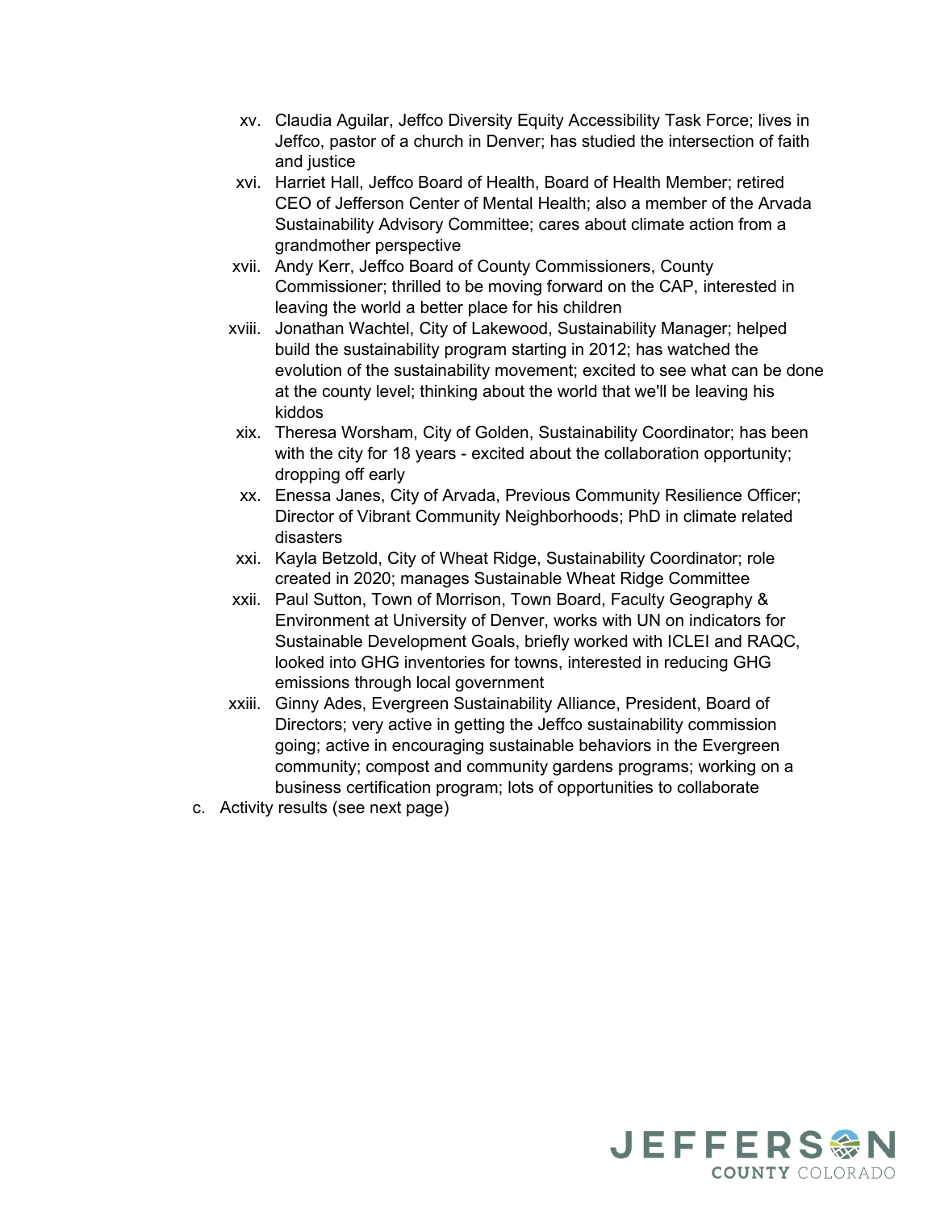xv. Claudia Aguilar, Jeffco Diversity Equity Accessibility Task Force; lives in Jeffco, pastor of a church in Denver; has studied the intersection of faith and justice

xvi. Harriet Hall, Jeffco Board of Health, Board of Health Member; retired CEO of Jefferson Center of Mental Health; also a member of the Arvada Sustainability Advisory Committee; cares about climate action from a grandmother perspective

xvii. Andy Kerr, Jeffco Board of County Commissioners, County Commissioner; thrilled to be moving forward on the CAP, interested in leaving the world a better place for his children

xviii. Jonathan Wachtel, City of Lakewood, Sustainability Manager; helped build the sustainability program starting in 2012; has watched the evolution of the sustainability movement; excited to see what can be done at the county level; thinking about the world that we'll be leaving his kiddos

xix. Theresa Worsham, City of Golden, Sustainability Coordinator; has been with the city for 18 years - excited about the collaboration opportunity; dropping off early

xx. Enessa Janes, City of Arvada, Previous Community Resilience Officer; Director of Vibrant Community Neighborhoods; PhD in climate related disasters

xxi. Kayla Betzold, City of Wheat Ridge, Sustainability Coordinator; role created in 2020; manages Sustainable Wheat Ridge Committee

xxii. Paul Sutton, Town of Morrison, Town Board, Faculty Geography & Environment at University of Denver, works with UN on indicators for Sustainable Development Goals, briefly worked with ICLEI and RAQC, looked into GHG inventories for towns, interested in reducing GHG emissions through local government

xxiii. Ginny Ades, Evergreen Sustainability Alliance, President, Board of Directors; very active in getting the Jeffco sustainability commission going; active in encouraging sustainable behaviors in the Evergreen community; compost and community gardens programs; working on a business certification program; lots of opportunities to collaborate

c. Activity results (see next page)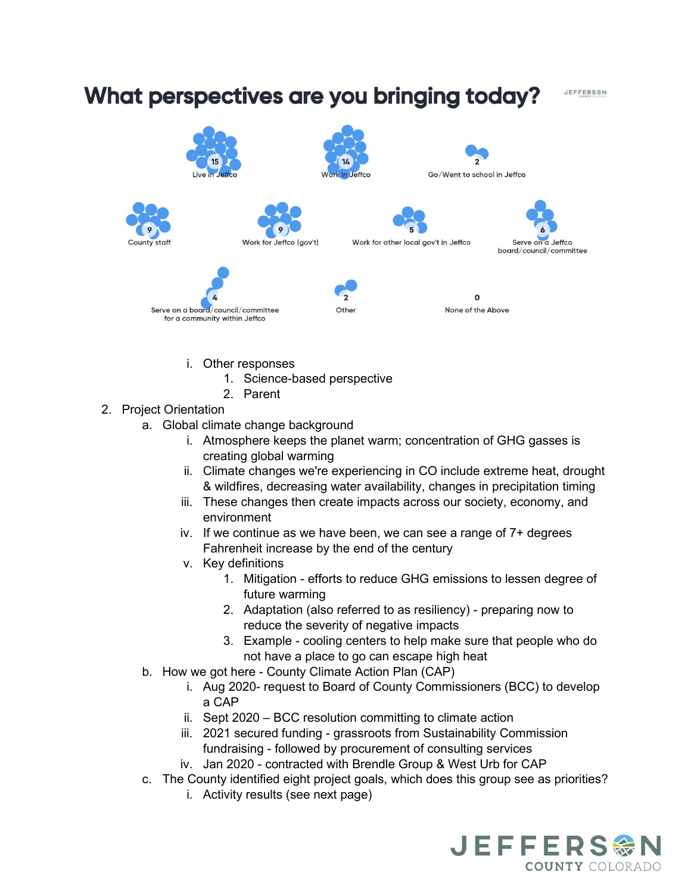## What perspectives are you bringing today?

| Perspective | Count |
| --- | --- |
| Live in Jeffco | 15 |
| Work in Jeffco | 14 |
| Go/Went to school in Jeffco | 2 |
| County staff | 9 |
| Work for Jeffco (gov't) | 9 |
| Work for other local gov't in Jeffco | 5 |
| Serve on a Jeffco board/council/committee | 6 |
| Serve on a board/council/committee for a community within Jeffco | 4 |
| Other | 2 |
| None of the Above | 0 |

   i. Other responses
      1. Science-based perspective
      2. Parent

2. Project Orientation
   a. Global climate change background
      i. Atmosphere keeps the planet warm; concentration of GHG gasses is creating global warming
      ii. Climate changes we're experiencing in CO include extreme heat, drought & wildfires, decreasing water availability, changes in precipitation timing
      iii. These changes then create impacts across our society, economy, and environment
      iv. If we continue as we have been, we can see a range of 7+ degrees Fahrenheit increase by the end of the century
      v. Key definitions
         1. Mitigation - efforts to reduce GHG emissions to lessen degree of future warming
         2. Adaptation (also referred to as resiliency) - preparing now to reduce the severity of negative impacts
         3. Example - cooling centers to help make sure that people who do not have a place to go can escape high heat
   b. How we got here - County Climate Action Plan (CAP)
      i. Aug 2020- request to Board of County Commissioners (BCC) to develop a CAP
      ii. Sept 2020 – BCC resolution committing to climate action
      iii. 2021 secured funding - grassroots from Sustainability Commission fundraising - followed by procurement of consulting services
      iv. Jan 2020 - contracted with Brendle Group & West Urb for CAP
   c. The County identified eight project goals, which does this group see as priorities?
      i. Activity results (see next page)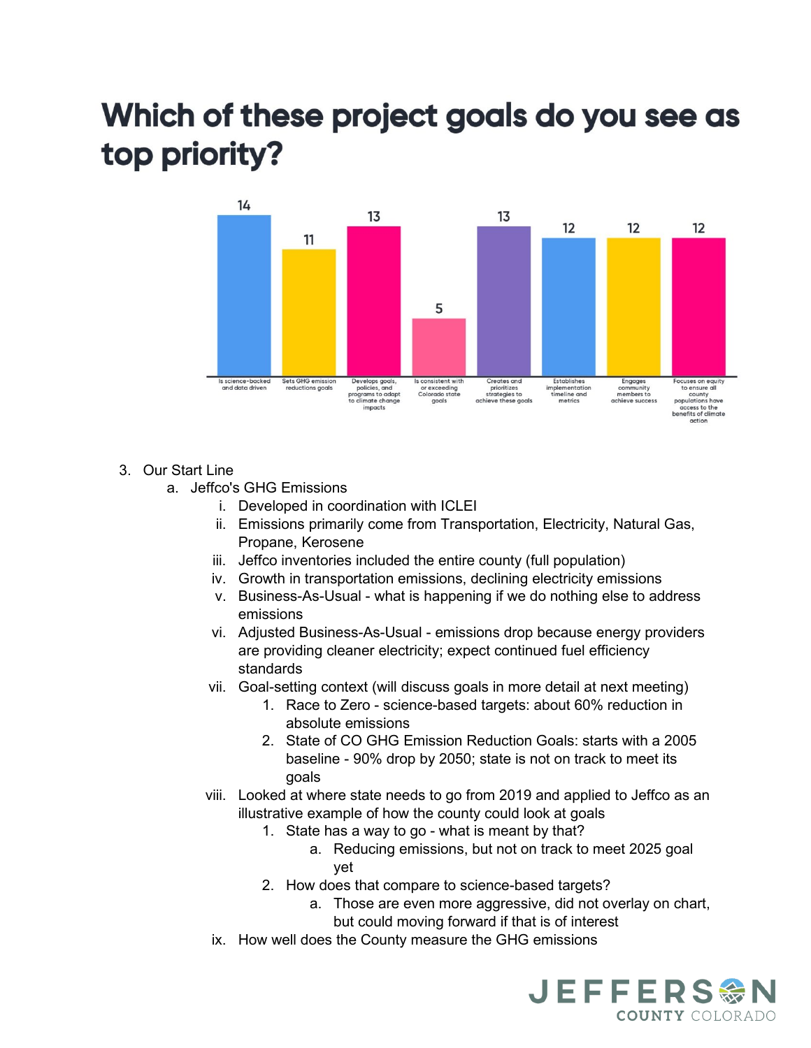# Which of these project goals do you see as top priority?

| Goal | Responses |
| --- | --- |
| Is science-backed and data driven | 14 |
| Sets GHG emission reductions goals | 11 |
| Develops goals, policies, and programs to adapt to climate change impacts | 13 |
| Is consistent with or exceeding Colorado state goals | 5 |
| Creates and prioritizes strategies to achieve these goals | 13 |
| Establishes implementation timeline and metrics | 12 |
| Engages community members to achieve success | 12 |
| Focuses on equity to ensure all county populations have access to the benefits of climate action | 12 |

3. Our Start Line
   a. Jeffco's GHG Emissions
      i. Developed in coordination with ICLEI
      ii. Emissions primarily come from Transportation, Electricity, Natural Gas, Propane, Kerosene
      iii. Jeffco inventories included the entire county (full population)
      iv. Growth in transportation emissions, declining electricity emissions
      v. Business-As-Usual - what is happening if we do nothing else to address emissions
      vi. Adjusted Business-As-Usual - emissions drop because energy providers are providing cleaner electricity; expect continued fuel efficiency standards
      vii. Goal-setting context (will discuss goals in more detail at next meeting)
         1. Race to Zero - science-based targets: about 60% reduction in absolute emissions
         2. State of CO GHG Emission Reduction Goals: starts with a 2005 baseline - 90% drop by 2050; state is not on track to meet its goals
      viii. Looked at where state needs to go from 2019 and applied to Jeffco as an illustrative example of how the county could look at goals
         1. State has a way to go - what is meant by that?
            a. Reducing emissions, but not on track to meet 2025 goal yet
         2. How does that compare to science-based targets?
            a. Those are even more aggressive, did not overlay on chart, but could moving forward if that is of interest
      ix. How well does the County measure the GHG emissions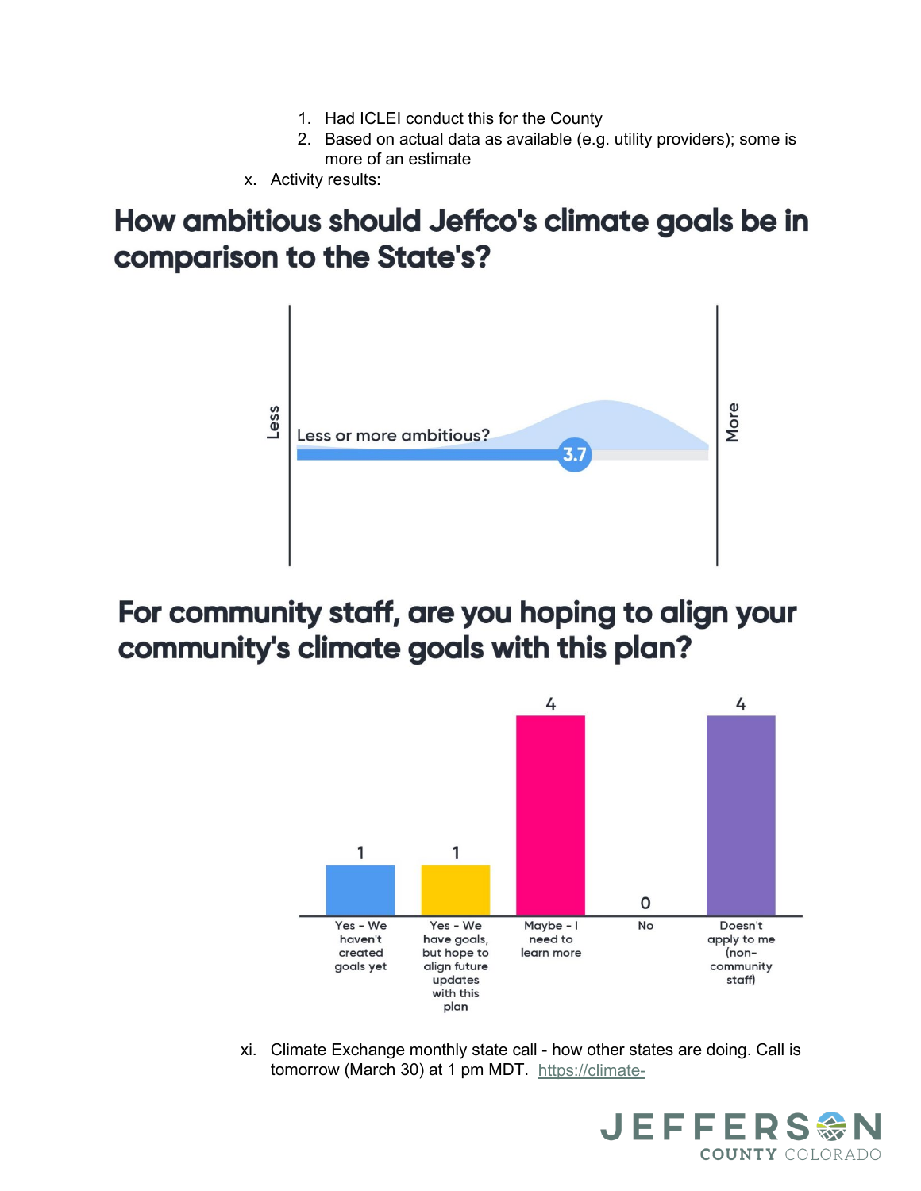1. Had ICLEI conduct this for the County
2. Based on actual data as available (e.g. utility providers); some is more of an estimate

x. Activity results:

## How ambitious should Jeffco's climate goals be in comparison to the State's?

Less — Less or more ambitious? — 3.7 — More

## For community staff, are you hoping to align your community's climate goals with this plan?

| Response | Count |
|---|---|
| Yes - We haven't created goals yet | 1 |
| Yes - We have goals, but hope to align future updates with this plan | 1 |
| Maybe - I need to learn more | 4 |
| No | 0 |
| Doesn't apply to me (non-community staff) | 4 |

xi. Climate Exchange monthly state call - how other states are doing. Call is tomorrow (March 30) at 1 pm MDT. https://climate-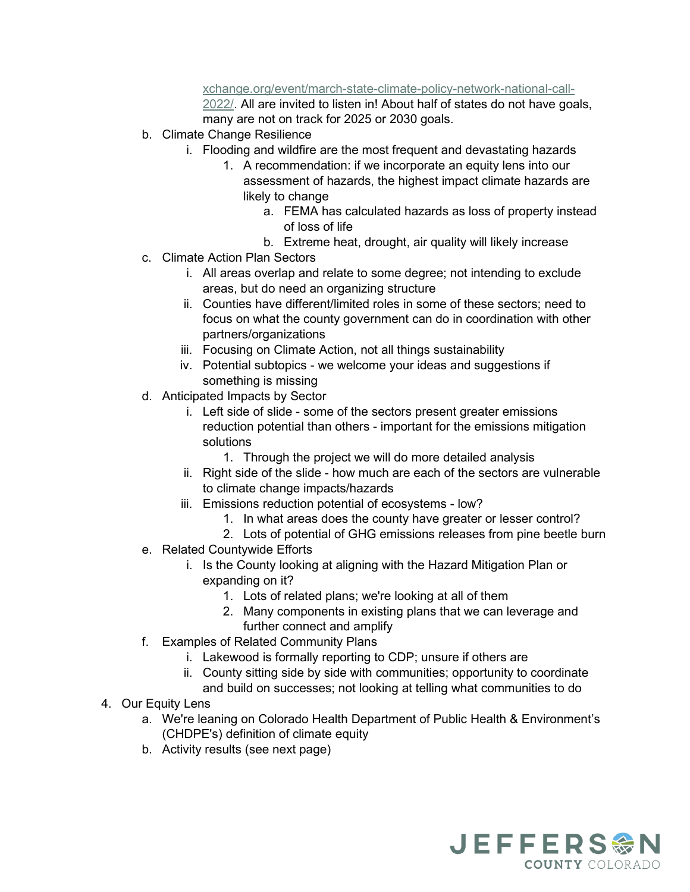xchange.org/event/march-state-climate-policy-network-national-call-2022/. All are invited to listen in! About half of states do not have goals, many are not on track for 2025 or 2030 goals.

   b. Climate Change Resilience
      i. Flooding and wildfire are the most frequent and devastating hazards
         1. A recommendation: if we incorporate an equity lens into our assessment of hazards, the highest impact climate hazards are likely to change
            a. FEMA has calculated hazards as loss of property instead of loss of life
            b. Extreme heat, drought, air quality will likely increase
   c. Climate Action Plan Sectors
      i. All areas overlap and relate to some degree; not intending to exclude areas, but do need an organizing structure
      ii. Counties have different/limited roles in some of these sectors; need to focus on what the county government can do in coordination with other partners/organizations
      iii. Focusing on Climate Action, not all things sustainability
      iv. Potential subtopics - we welcome your ideas and suggestions if something is missing
   d. Anticipated Impacts by Sector
      i. Left side of slide - some of the sectors present greater emissions reduction potential than others - important for the emissions mitigation solutions
         1. Through the project we will do more detailed analysis
      ii. Right side of the slide - how much are each of the sectors are vulnerable to climate change impacts/hazards
      iii. Emissions reduction potential of ecosystems - low?
         1. In what areas does the county have greater or lesser control?
         2. Lots of potential of GHG emissions releases from pine beetle burn
   e. Related Countywide Efforts
      i. Is the County looking at aligning with the Hazard Mitigation Plan or expanding on it?
         1. Lots of related plans; we're looking at all of them
         2. Many components in existing plans that we can leverage and further connect and amplify
   f. Examples of Related Community Plans
      i. Lakewood is formally reporting to CDP; unsure if others are
      ii. County sitting side by side with communities; opportunity to coordinate and build on successes; not looking at telling what communities to do

4. Our Equity Lens
   a. We're leaning on Colorado Health Department of Public Health & Environment's (CHDPE's) definition of climate equity
   b. Activity results (see next page)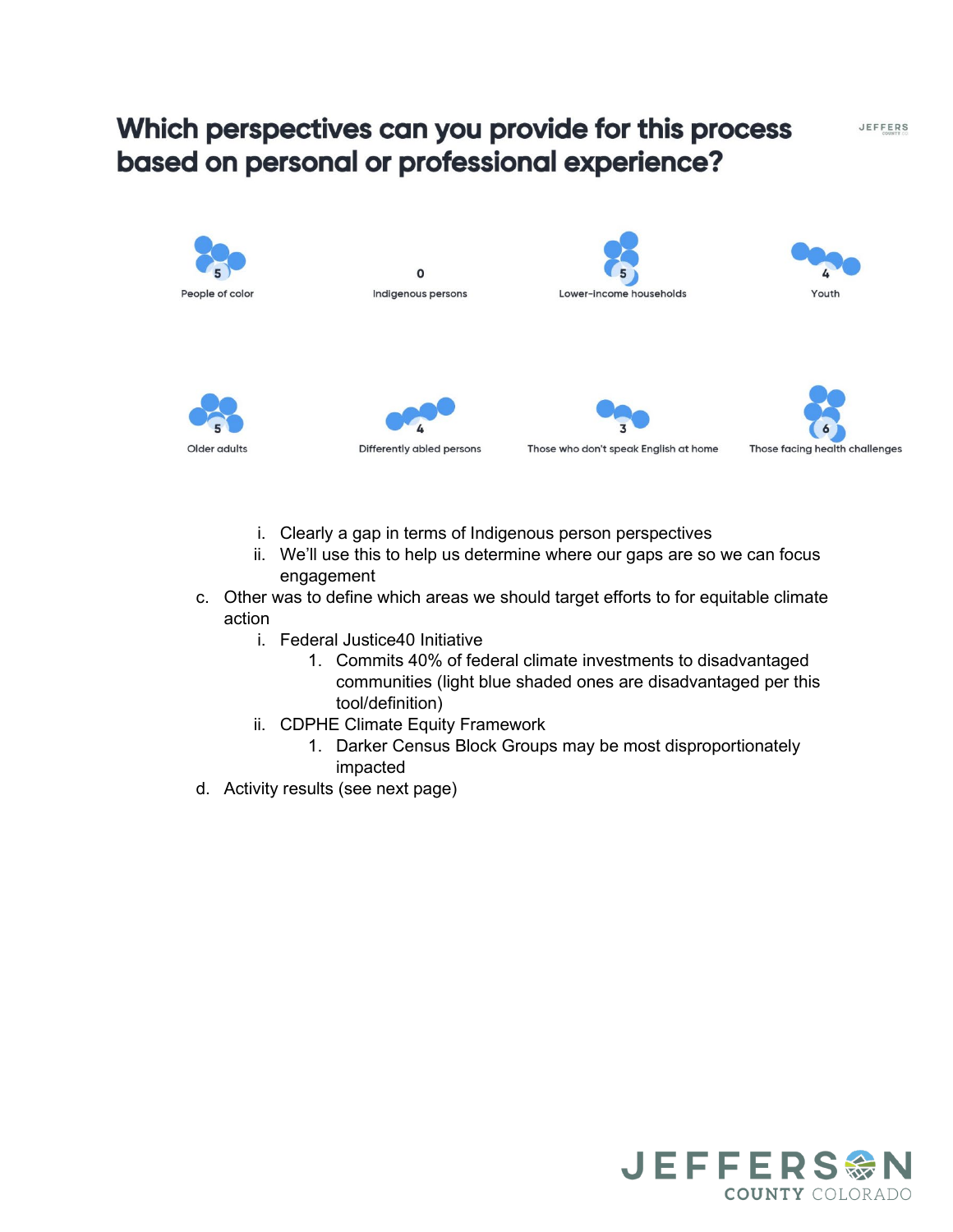## Which perspectives can you provide for this process based on personal or professional experience?

| Perspective | Count |
|---|---|
| People of color | 5 |
| Indigenous persons | 0 |
| Lower-income households | 5 |
| Youth | 4 |
| Older adults | 5 |
| Differently abled persons | 4 |
| Those who don't speak English at home | 3 |
| Those facing health challenges | 6 |

   i. Clearly a gap in terms of Indigenous person perspectives
   ii. We'll use this to help us determine where our gaps are so we can focus engagement

c. Other was to define which areas we should target efforts to for equitable climate action
   i. Federal Justice40 Initiative
      1. Commits 40% of federal climate investments to disadvantaged communities (light blue shaded ones are disadvantaged per this tool/definition)
   ii. CDPHE Climate Equity Framework
      1. Darker Census Block Groups may be most disproportionately impacted

d. Activity results (see next page)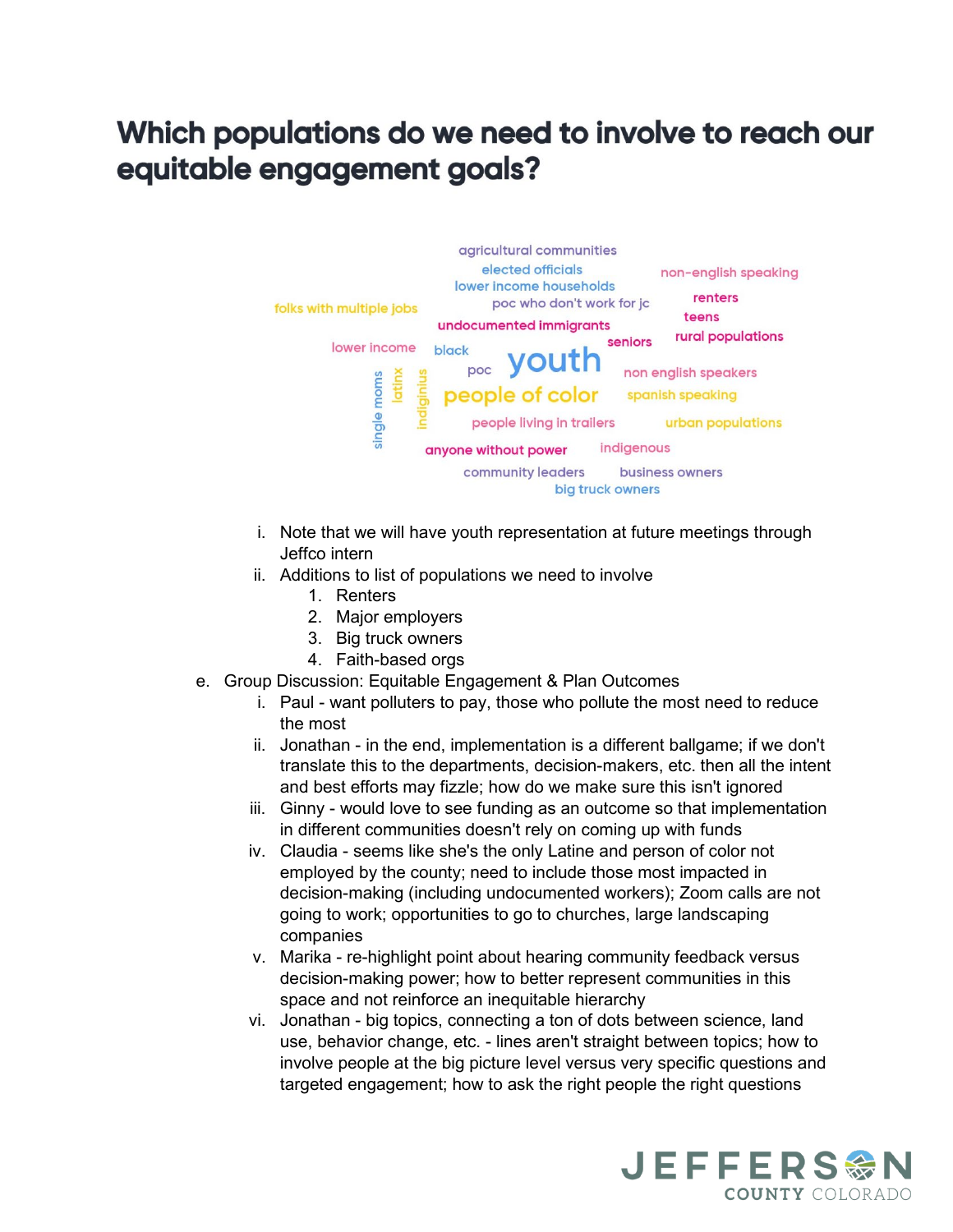## Which populations do we need to involve to reach our equitable engagement goals?

agricultural communities
elected officials
lower income households
poc who don't work for jc
non-english speaking
renters
teens
folks with multiple jobs
undocumented immigrants
seniors
rural populations
lower income
black
poc
youth
non english speakers
single moms
latinx
indiginius
people of color
spanish speaking
people living in trailers
urban populations
anyone without power
indigenous
community leaders
business owners
big truck owners

i. Note that we will have youth representation at future meetings through Jeffco intern
ii. Additions to list of populations we need to involve
    1. Renters
    2. Major employers
    3. Big truck owners
    4. Faith-based orgs

e. Group Discussion: Equitable Engagement & Plan Outcomes
   i. Paul - want polluters to pay, those who pollute the most need to reduce the most
   ii. Jonathan - in the end, implementation is a different ballgame; if we don't translate this to the departments, decision-makers, etc. then all the intent and best efforts may fizzle; how do we make sure this isn't ignored
   iii. Ginny - would love to see funding as an outcome so that implementation in different communities doesn't rely on coming up with funds
   iv. Claudia - seems like she's the only Latine and person of color not employed by the county; need to include those most impacted in decision-making (including undocumented workers); Zoom calls are not going to work; opportunities to go to churches, large landscaping companies
   v. Marika - re-highlight point about hearing community feedback versus decision-making power; how to better represent communities in this space and not reinforce an inequitable hierarchy
   vi. Jonathan - big topics, connecting a ton of dots between science, land use, behavior change, etc. - lines aren't straight between topics; how to involve people at the big picture level versus very specific questions and targeted engagement; how to ask the right people the right questions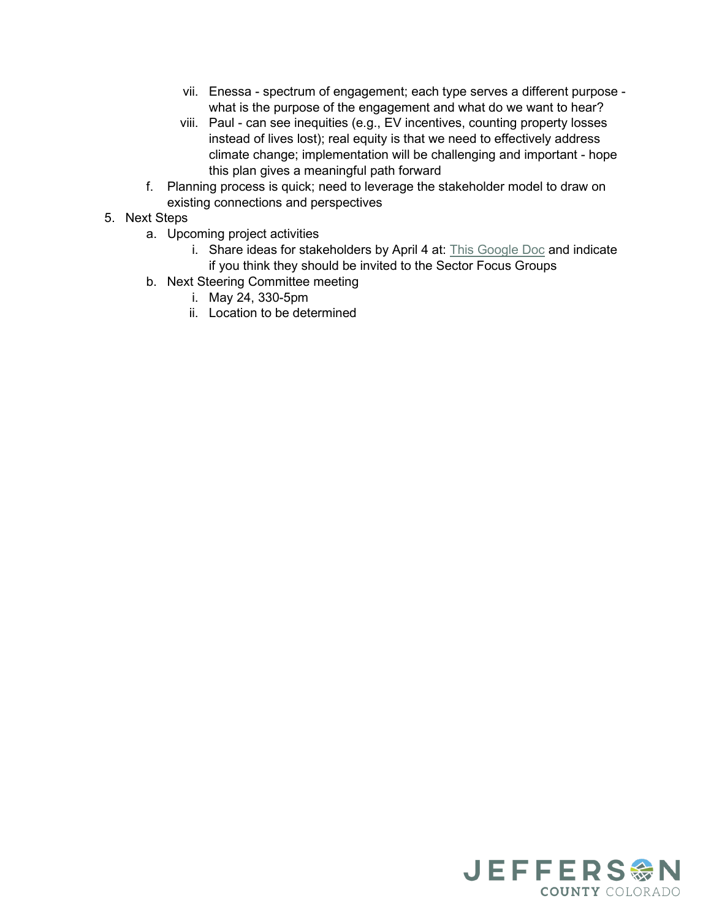vii. Enessa - spectrum of engagement; each type serves a different purpose - what is the purpose of the engagement and what do we want to hear?
   viii. Paul - can see inequities (e.g., EV incentives, counting property losses instead of lives lost); real equity is that we need to effectively address climate change; implementation will be challenging and important - hope this plan gives a meaningful path forward

f. Planning process is quick; need to leverage the stakeholder model to draw on existing connections and perspectives

5. Next Steps
   a. Upcoming project activities
      i. Share ideas for stakeholders by April 4 at: This Google Doc and indicate if you think they should be invited to the Sector Focus Groups
   b. Next Steering Committee meeting
      i. May 24, 330-5pm
      ii. Location to be determined